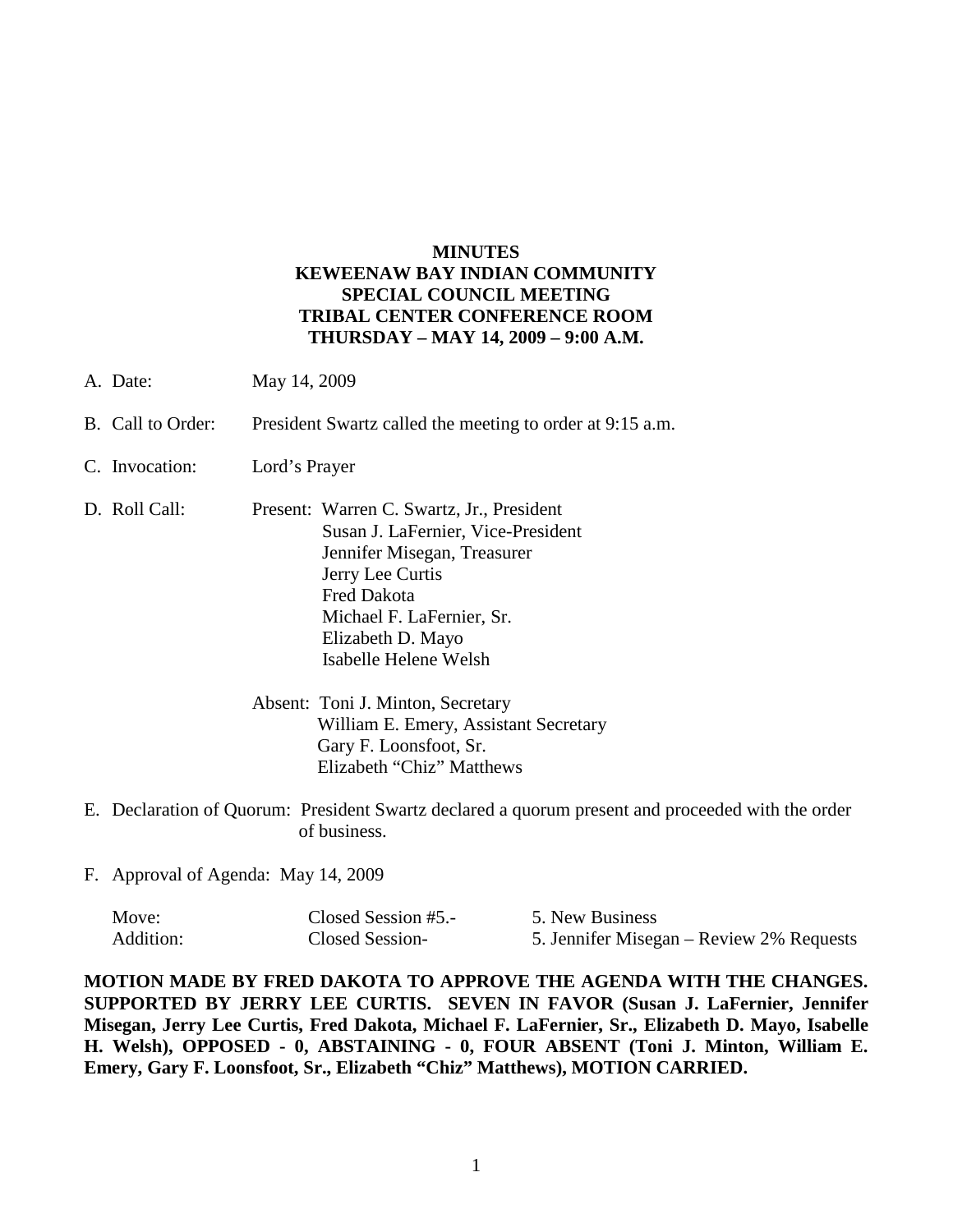**MINUTES**
**KEWEENAW BAY INDIAN COMMUNITY**
**SPECIAL COUNCIL MEETING**
**TRIBAL CENTER CONFERENCE ROOM**
**THURSDAY – MAY 14, 2009 – 9:00 A.M.**

A. Date: May 14, 2009

B. Call to Order: President Swartz called the meeting to order at 9:15 a.m.

C. Invocation: Lord's Prayer

D. Roll Call: Present: Warren C. Swartz, Jr., President
Susan J. LaFernier, Vice-President
Jennifer Misegan, Treasurer
Jerry Lee Curtis
Fred Dakota
Michael F. LaFernier, Sr.
Elizabeth D. Mayo
Isabelle Helene Welsh

Absent: Toni J. Minton, Secretary
William E. Emery, Assistant Secretary
Gary F. Loonsfoot, Sr.
Elizabeth "Chiz" Matthews

E. Declaration of Quorum: President Swartz declared a quorum present and proceeded with the order of business.

F. Approval of Agenda: May 14, 2009

| | | |
|---|---|---|
| Move: | Closed Session #5.- | 5. New Business |
| Addition: | Closed Session- | 5. Jennifer Misegan – Review 2% Requests |

**MOTION MADE BY FRED DAKOTA TO APPROVE THE AGENDA WITH THE CHANGES. SUPPORTED BY JERRY LEE CURTIS. SEVEN IN FAVOR (Susan J. LaFernier, Jennifer Misegan, Jerry Lee Curtis, Fred Dakota, Michael F. LaFernier, Sr., Elizabeth D. Mayo, Isabelle H. Welsh), OPPOSED - 0, ABSTAINING - 0, FOUR ABSENT (Toni J. Minton, William E. Emery, Gary F. Loonsfoot, Sr., Elizabeth "Chiz" Matthews), MOTION CARRIED.**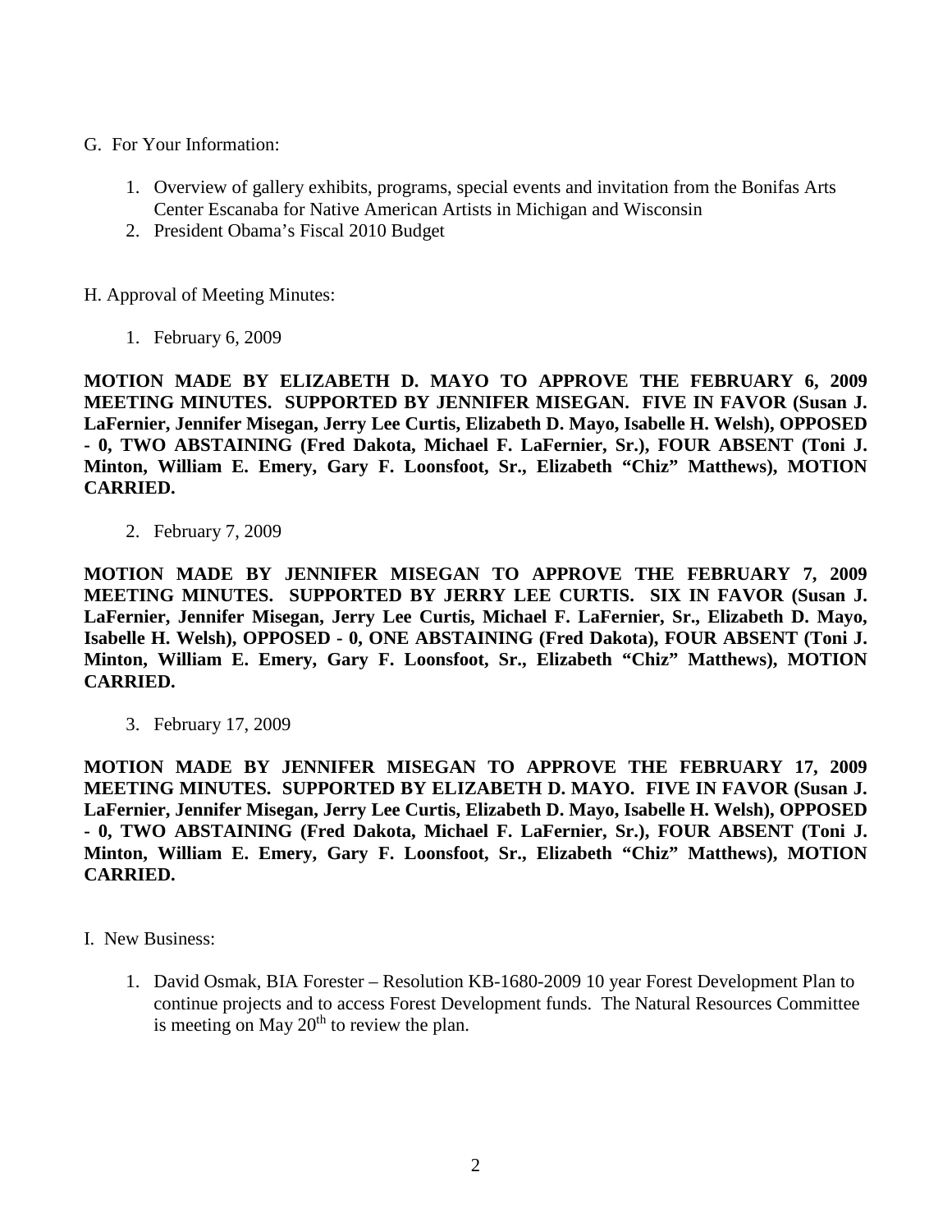G. For Your Information:

1. Overview of gallery exhibits, programs, special events and invitation from the Bonifas Arts Center Escanaba for Native American Artists in Michigan and Wisconsin
2. President Obama's Fiscal 2010 Budget

H. Approval of Meeting Minutes:

1. February 6, 2009

**MOTION MADE BY ELIZABETH D. MAYO TO APPROVE THE FEBRUARY 6, 2009 MEETING MINUTES. SUPPORTED BY JENNIFER MISEGAN. FIVE IN FAVOR (Susan J. LaFernier, Jennifer Misegan, Jerry Lee Curtis, Elizabeth D. Mayo, Isabelle H. Welsh), OPPOSED - 0, TWO ABSTAINING (Fred Dakota, Michael F. LaFernier, Sr.), FOUR ABSENT (Toni J. Minton, William E. Emery, Gary F. Loonsfoot, Sr., Elizabeth "Chiz" Matthews), MOTION CARRIED.**

2. February 7, 2009

**MOTION MADE BY JENNIFER MISEGAN TO APPROVE THE FEBRUARY 7, 2009 MEETING MINUTES. SUPPORTED BY JERRY LEE CURTIS. SIX IN FAVOR (Susan J. LaFernier, Jennifer Misegan, Jerry Lee Curtis, Michael F. LaFernier, Sr., Elizabeth D. Mayo, Isabelle H. Welsh), OPPOSED - 0, ONE ABSTAINING (Fred Dakota), FOUR ABSENT (Toni J. Minton, William E. Emery, Gary F. Loonsfoot, Sr., Elizabeth "Chiz" Matthews), MOTION CARRIED.**

3. February 17, 2009

**MOTION MADE BY JENNIFER MISEGAN TO APPROVE THE FEBRUARY 17, 2009 MEETING MINUTES. SUPPORTED BY ELIZABETH D. MAYO. FIVE IN FAVOR (Susan J. LaFernier, Jennifer Misegan, Jerry Lee Curtis, Elizabeth D. Mayo, Isabelle H. Welsh), OPPOSED - 0, TWO ABSTAINING (Fred Dakota, Michael F. LaFernier, Sr.), FOUR ABSENT (Toni J. Minton, William E. Emery, Gary F. Loonsfoot, Sr., Elizabeth "Chiz" Matthews), MOTION CARRIED.**

I. New Business:

1. David Osmak, BIA Forester – Resolution KB-1680-2009 10 year Forest Development Plan to continue projects and to access Forest Development funds. The Natural Resources Committee is meeting on May 20th to review the plan.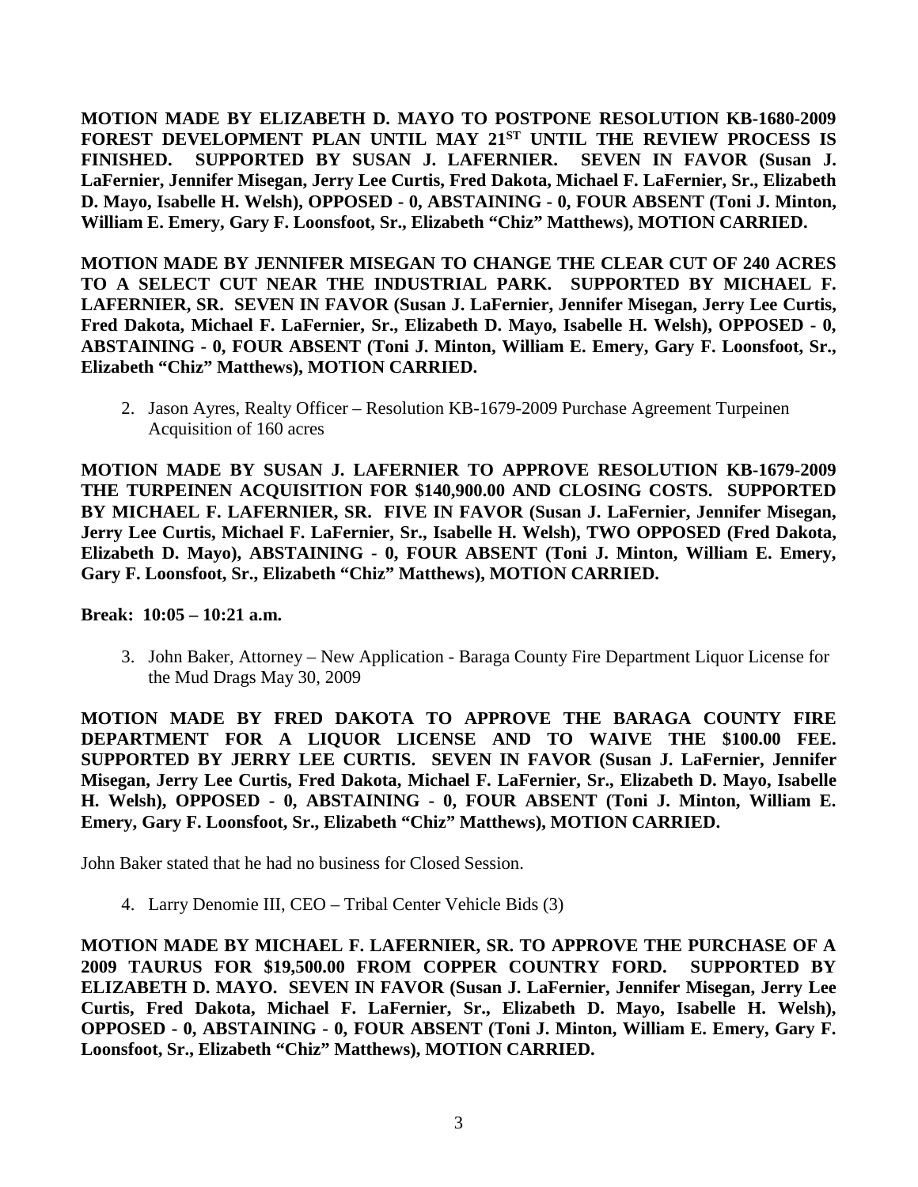**MOTION MADE BY ELIZABETH D. MAYO TO POSTPONE RESOLUTION KB-1680-2009 FOREST DEVELOPMENT PLAN UNTIL MAY 21ST UNTIL THE REVIEW PROCESS IS FINISHED. SUPPORTED BY SUSAN J. LAFERNIER. SEVEN IN FAVOR (Susan J. LaFernier, Jennifer Misegan, Jerry Lee Curtis, Fred Dakota, Michael F. LaFernier, Sr., Elizabeth D. Mayo, Isabelle H. Welsh), OPPOSED - 0, ABSTAINING - 0, FOUR ABSENT (Toni J. Minton, William E. Emery, Gary F. Loonsfoot, Sr., Elizabeth "Chiz" Matthews), MOTION CARRIED.**

**MOTION MADE BY JENNIFER MISEGAN TO CHANGE THE CLEAR CUT OF 240 ACRES TO A SELECT CUT NEAR THE INDUSTRIAL PARK. SUPPORTED BY MICHAEL F. LAFERNIER, SR. SEVEN IN FAVOR (Susan J. LaFernier, Jennifer Misegan, Jerry Lee Curtis, Fred Dakota, Michael F. LaFernier, Sr., Elizabeth D. Mayo, Isabelle H. Welsh), OPPOSED - 0, ABSTAINING - 0, FOUR ABSENT (Toni J. Minton, William E. Emery, Gary F. Loonsfoot, Sr., Elizabeth "Chiz" Matthews), MOTION CARRIED.**

2. Jason Ayres, Realty Officer – Resolution KB-1679-2009 Purchase Agreement Turpeinen Acquisition of 160 acres

**MOTION MADE BY SUSAN J. LAFERNIER TO APPROVE RESOLUTION KB-1679-2009 THE TURPEINEN ACQUISITION FOR $140,900.00 AND CLOSING COSTS. SUPPORTED BY MICHAEL F. LAFERNIER, SR. FIVE IN FAVOR (Susan J. LaFernier, Jennifer Misegan, Jerry Lee Curtis, Michael F. LaFernier, Sr., Isabelle H. Welsh), TWO OPPOSED (Fred Dakota, Elizabeth D. Mayo), ABSTAINING - 0, FOUR ABSENT (Toni J. Minton, William E. Emery, Gary F. Loonsfoot, Sr., Elizabeth "Chiz" Matthews), MOTION CARRIED.**

**Break: 10:05 – 10:21 a.m.**

3. John Baker, Attorney – New Application - Baraga County Fire Department Liquor License for the Mud Drags May 30, 2009

**MOTION MADE BY FRED DAKOTA TO APPROVE THE BARAGA COUNTY FIRE DEPARTMENT FOR A LIQUOR LICENSE AND TO WAIVE THE $100.00 FEE. SUPPORTED BY JERRY LEE CURTIS. SEVEN IN FAVOR (Susan J. LaFernier, Jennifer Misegan, Jerry Lee Curtis, Fred Dakota, Michael F. LaFernier, Sr., Elizabeth D. Mayo, Isabelle H. Welsh), OPPOSED - 0, ABSTAINING - 0, FOUR ABSENT (Toni J. Minton, William E. Emery, Gary F. Loonsfoot, Sr., Elizabeth "Chiz" Matthews), MOTION CARRIED.**

John Baker stated that he had no business for Closed Session.

4. Larry Denomie III, CEO – Tribal Center Vehicle Bids (3)

**MOTION MADE BY MICHAEL F. LAFERNIER, SR. TO APPROVE THE PURCHASE OF A 2009 TAURUS FOR $19,500.00 FROM COPPER COUNTRY FORD. SUPPORTED BY ELIZABETH D. MAYO. SEVEN IN FAVOR (Susan J. LaFernier, Jennifer Misegan, Jerry Lee Curtis, Fred Dakota, Michael F. LaFernier, Sr., Elizabeth D. Mayo, Isabelle H. Welsh), OPPOSED - 0, ABSTAINING - 0, FOUR ABSENT (Toni J. Minton, William E. Emery, Gary F. Loonsfoot, Sr., Elizabeth "Chiz" Matthews), MOTION CARRIED.**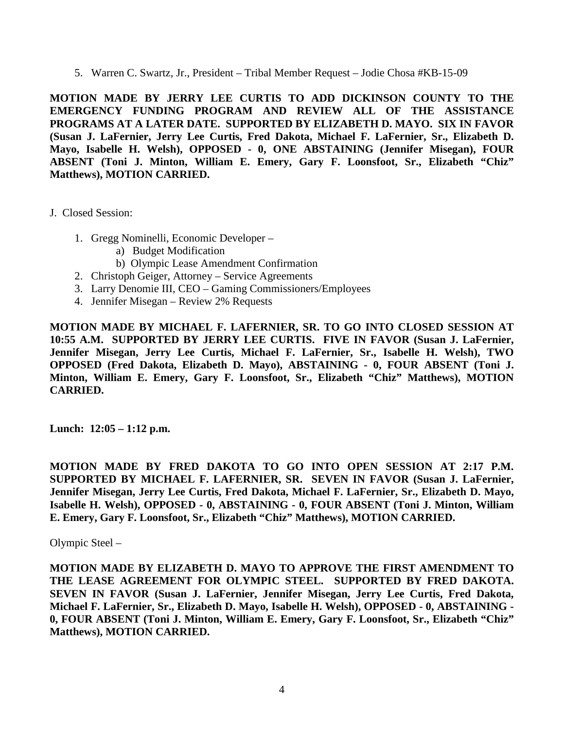5. Warren C. Swartz, Jr., President – Tribal Member Request – Jodie Chosa #KB-15-09

**MOTION MADE BY JERRY LEE CURTIS TO ADD DICKINSON COUNTY TO THE EMERGENCY FUNDING PROGRAM AND REVIEW ALL OF THE ASSISTANCE PROGRAMS AT A LATER DATE. SUPPORTED BY ELIZABETH D. MAYO. SIX IN FAVOR (Susan J. LaFernier, Jerry Lee Curtis, Fred Dakota, Michael F. LaFernier, Sr., Elizabeth D. Mayo, Isabelle H. Welsh), OPPOSED - 0, ONE ABSTAINING (Jennifer Misegan), FOUR ABSENT (Toni J. Minton, William E. Emery, Gary F. Loonsfoot, Sr., Elizabeth "Chiz" Matthews), MOTION CARRIED.**

J. Closed Session:

1. Gregg Nominelli, Economic Developer –
   a) Budget Modification
   b) Olympic Lease Amendment Confirmation
2. Christoph Geiger, Attorney – Service Agreements
3. Larry Denomie III, CEO – Gaming Commissioners/Employees
4. Jennifer Misegan – Review 2% Requests

**MOTION MADE BY MICHAEL F. LAFERNIER, SR. TO GO INTO CLOSED SESSION AT 10:55 A.M. SUPPORTED BY JERRY LEE CURTIS. FIVE IN FAVOR (Susan J. LaFernier, Jennifer Misegan, Jerry Lee Curtis, Michael F. LaFernier, Sr., Isabelle H. Welsh), TWO OPPOSED (Fred Dakota, Elizabeth D. Mayo), ABSTAINING - 0, FOUR ABSENT (Toni J. Minton, William E. Emery, Gary F. Loonsfoot, Sr., Elizabeth "Chiz" Matthews), MOTION CARRIED.**

**Lunch: 12:05 – 1:12 p.m.**

**MOTION MADE BY FRED DAKOTA TO GO INTO OPEN SESSION AT 2:17 P.M. SUPPORTED BY MICHAEL F. LAFERNIER, SR. SEVEN IN FAVOR (Susan J. LaFernier, Jennifer Misegan, Jerry Lee Curtis, Fred Dakota, Michael F. LaFernier, Sr., Elizabeth D. Mayo, Isabelle H. Welsh), OPPOSED - 0, ABSTAINING - 0, FOUR ABSENT (Toni J. Minton, William E. Emery, Gary F. Loonsfoot, Sr., Elizabeth "Chiz" Matthews), MOTION CARRIED.**

Olympic Steel –

**MOTION MADE BY ELIZABETH D. MAYO TO APPROVE THE FIRST AMENDMENT TO THE LEASE AGREEMENT FOR OLYMPIC STEEL. SUPPORTED BY FRED DAKOTA. SEVEN IN FAVOR (Susan J. LaFernier, Jennifer Misegan, Jerry Lee Curtis, Fred Dakota, Michael F. LaFernier, Sr., Elizabeth D. Mayo, Isabelle H. Welsh), OPPOSED - 0, ABSTAINING - 0, FOUR ABSENT (Toni J. Minton, William E. Emery, Gary F. Loonsfoot, Sr., Elizabeth "Chiz" Matthews), MOTION CARRIED.**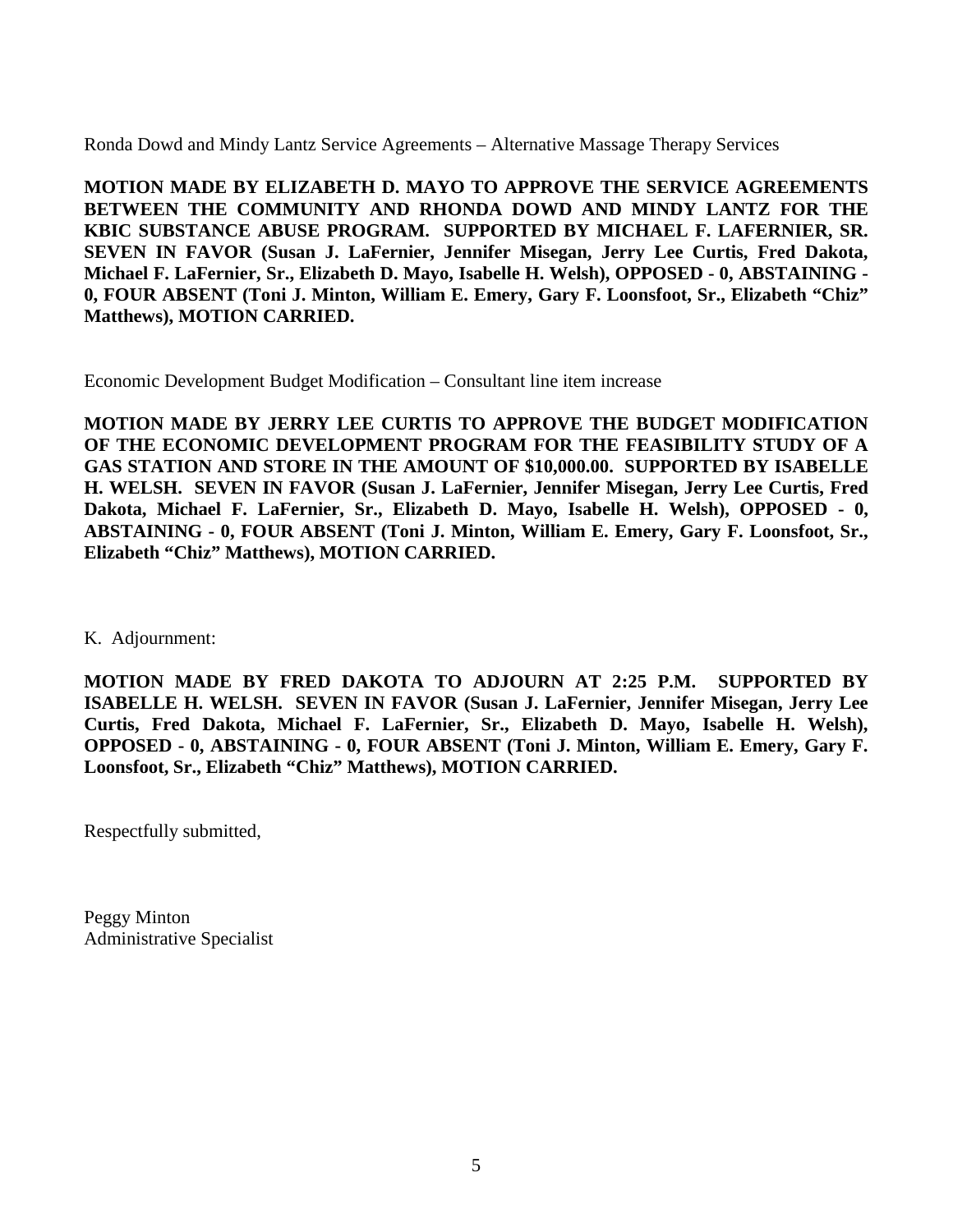Ronda Dowd and Mindy Lantz Service Agreements – Alternative Massage Therapy Services

**MOTION MADE BY ELIZABETH D. MAYO TO APPROVE THE SERVICE AGREEMENTS BETWEEN THE COMMUNITY AND RHONDA DOWD AND MINDY LANTZ FOR THE KBIC SUBSTANCE ABUSE PROGRAM. SUPPORTED BY MICHAEL F. LAFERNIER, SR. SEVEN IN FAVOR (Susan J. LaFernier, Jennifer Misegan, Jerry Lee Curtis, Fred Dakota, Michael F. LaFernier, Sr., Elizabeth D. Mayo, Isabelle H. Welsh), OPPOSED - 0, ABSTAINING - 0, FOUR ABSENT (Toni J. Minton, William E. Emery, Gary F. Loonsfoot, Sr., Elizabeth "Chiz" Matthews), MOTION CARRIED.**

Economic Development Budget Modification – Consultant line item increase

**MOTION MADE BY JERRY LEE CURTIS TO APPROVE THE BUDGET MODIFICATION OF THE ECONOMIC DEVELOPMENT PROGRAM FOR THE FEASIBILITY STUDY OF A GAS STATION AND STORE IN THE AMOUNT OF $10,000.00. SUPPORTED BY ISABELLE H. WELSH. SEVEN IN FAVOR (Susan J. LaFernier, Jennifer Misegan, Jerry Lee Curtis, Fred Dakota, Michael F. LaFernier, Sr., Elizabeth D. Mayo, Isabelle H. Welsh), OPPOSED - 0, ABSTAINING - 0, FOUR ABSENT (Toni J. Minton, William E. Emery, Gary F. Loonsfoot, Sr., Elizabeth "Chiz" Matthews), MOTION CARRIED.**

K. Adjournment:

**MOTION MADE BY FRED DAKOTA TO ADJOURN AT 2:25 P.M. SUPPORTED BY ISABELLE H. WELSH. SEVEN IN FAVOR (Susan J. LaFernier, Jennifer Misegan, Jerry Lee Curtis, Fred Dakota, Michael F. LaFernier, Sr., Elizabeth D. Mayo, Isabelle H. Welsh), OPPOSED - 0, ABSTAINING - 0, FOUR ABSENT (Toni J. Minton, William E. Emery, Gary F. Loonsfoot, Sr., Elizabeth "Chiz" Matthews), MOTION CARRIED.**

Respectfully submitted,

Peggy Minton
Administrative Specialist